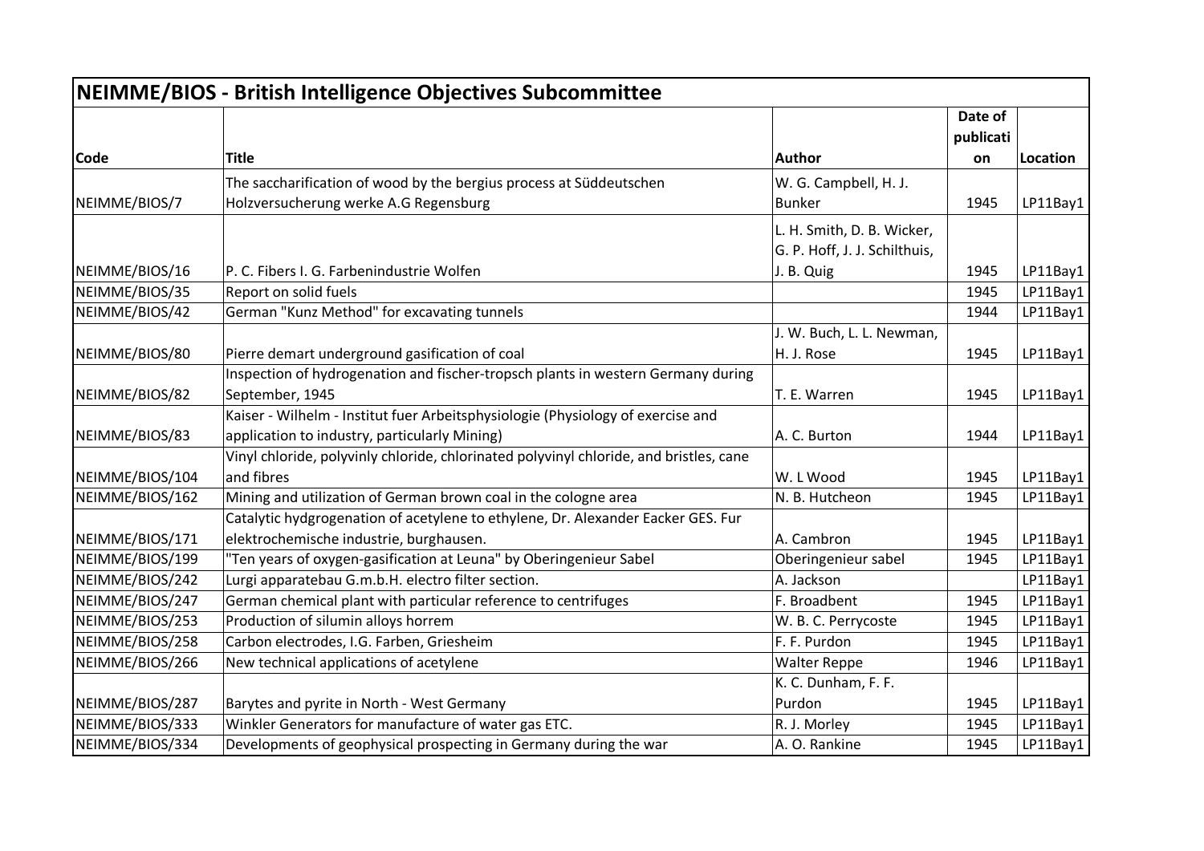# NEIMME/BIOS - British Intelligence Objectives Subcommittee

| Code | Title | Author | Date of publication | Location |
|---|---|---|---|---|
| NEIMME/BIOS/7 | The saccharification of wood by the bergius process at Süddeutschen Holzversucherung werke A.G Regensburg | W. G. Campbell, H. J. Bunker | 1945 | LP11Bay1 |
| NEIMME/BIOS/16 | P. C. Fibers I. G. Farbenindustrie Wolfen | L. H. Smith, D. B. Wicker, G. P. Hoff, J. J. Schilthuis, J. B. Quig | 1945 | LP11Bay1 |
| NEIMME/BIOS/35 | Report on solid fuels | | 1945 | LP11Bay1 |
| NEIMME/BIOS/42 | German "Kunz Method" for excavating tunnels | | 1944 | LP11Bay1 |
| NEIMME/BIOS/80 | Pierre demart underground gasification of coal | J. W. Buch, L. L. Newman, H. J. Rose | 1945 | LP11Bay1 |
| NEIMME/BIOS/82 | Inspection of hydrogenation and fischer-tropsch plants in western Germany during September, 1945 | T. E. Warren | 1945 | LP11Bay1 |
| NEIMME/BIOS/83 | Kaiser - Wilhelm - Institut fuer Arbeitsphysiologie (Physiology of exercise and application to industry, particularly Mining) | A. C. Burton | 1944 | LP11Bay1 |
| NEIMME/BIOS/104 | Vinyl chloride, polyvinly chloride, chlorinated polyvinyl chloride, and bristles, cane and fibres | W. L Wood | 1945 | LP11Bay1 |
| NEIMME/BIOS/162 | Mining and utilization of German brown coal in the cologne area | N. B. Hutcheon | 1945 | LP11Bay1 |
| NEIMME/BIOS/171 | Catalytic hydgrogenation of acetylene to ethylene, Dr. Alexander Eacker GES. Fur elektrochemische industrie, burghausen. | A. Cambron | 1945 | LP11Bay1 |
| NEIMME/BIOS/199 | "Ten years of oxygen-gasification at Leuna" by Oberingenieur Sabel | Oberingenieur sabel | 1945 | LP11Bay1 |
| NEIMME/BIOS/242 | Lurgi apparatebau G.m.b.H. electro filter section. | A. Jackson | | LP11Bay1 |
| NEIMME/BIOS/247 | German chemical plant with particular reference to centrifuges | F. Broadbent | 1945 | LP11Bay1 |
| NEIMME/BIOS/253 | Production of silumin alloys horrem | W. B. C. Perrycoste | 1945 | LP11Bay1 |
| NEIMME/BIOS/258 | Carbon electrodes, I.G. Farben, Griesheim | F. F. Purdon | 1945 | LP11Bay1 |
| NEIMME/BIOS/266 | New technical applications of acetylene | Walter Reppe | 1946 | LP11Bay1 |
| NEIMME/BIOS/287 | Barytes and pyrite in North - West Germany | K. C. Dunham, F. F. Purdon | 1945 | LP11Bay1 |
| NEIMME/BIOS/333 | Winkler Generators for manufacture of water gas ETC. | R. J. Morley | 1945 | LP11Bay1 |
| NEIMME/BIOS/334 | Developments of geophysical prospecting in Germany during the war | A. O. Rankine | 1945 | LP11Bay1 |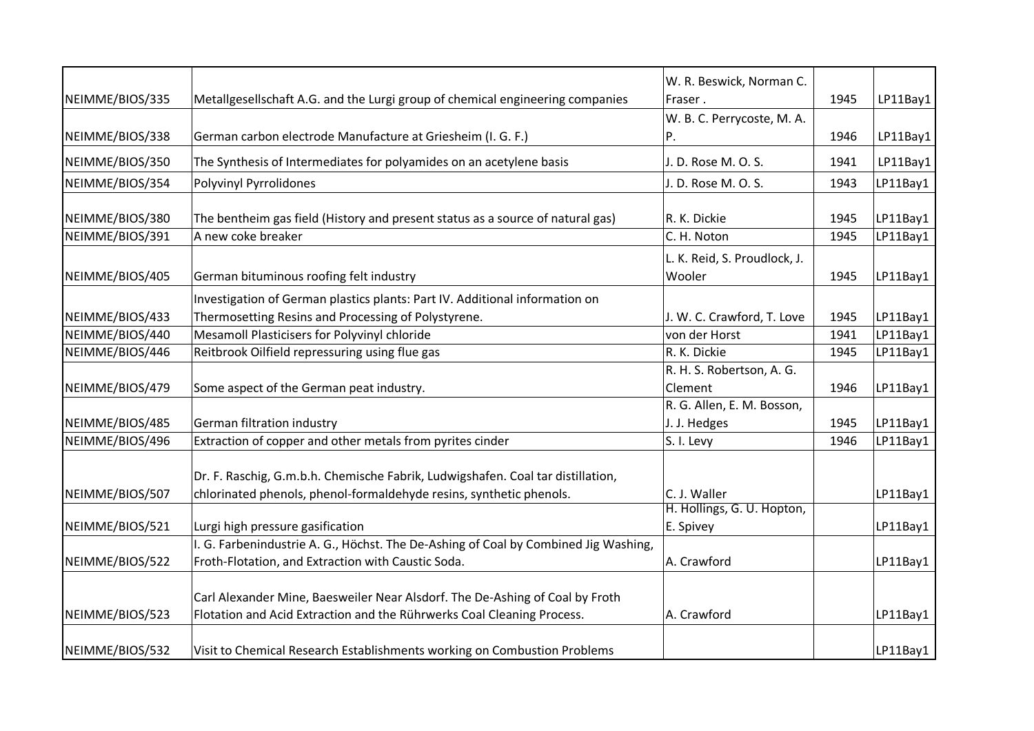| | | | | |
|---|---|---|---|---|
| NEIMME/BIOS/335 | Metallgesellschaft A.G. and the Lurgi group of chemical engineering companies | W. R. Beswick, Norman C. Fraser . | 1945 | LP11Bay1 |
| NEIMME/BIOS/338 | German carbon electrode Manufacture at Griesheim (I. G. F.) | W. B. C. Perrycoste, M. A. P. | 1946 | LP11Bay1 |
| NEIMME/BIOS/350 | The Synthesis of Intermediates for polyamides on an acetylene basis | J. D. Rose M. O. S. | 1941 | LP11Bay1 |
| NEIMME/BIOS/354 | Polyvinyl Pyrrolidones | J. D. Rose M. O. S. | 1943 | LP11Bay1 |
| NEIMME/BIOS/380 | The bentheim gas field (History and present status as a source of natural gas) | R. K. Dickie | 1945 | LP11Bay1 |
| NEIMME/BIOS/391 | A new coke breaker | C. H. Noton | 1945 | LP11Bay1 |
| NEIMME/BIOS/405 | German bituminous roofing felt industry | L. K. Reid, S. Proudlock, J. Wooler | 1945 | LP11Bay1 |
| NEIMME/BIOS/433 | Investigation of German plastics plants: Part IV. Additional information on Thermosetting Resins and Processing of Polystyrene. | J. W. C. Crawford, T. Love | 1945 | LP11Bay1 |
| NEIMME/BIOS/440 | Mesamoll Plasticisers for Polyvinyl chloride | von der Horst | 1941 | LP11Bay1 |
| NEIMME/BIOS/446 | Reitbrook Oilfield repressuring using flue gas | R. K. Dickie | 1945 | LP11Bay1 |
| NEIMME/BIOS/479 | Some aspect of the German peat industry. | R. H. S. Robertson, A. G. Clement | 1946 | LP11Bay1 |
| NEIMME/BIOS/485 | German filtration industry | R. G. Allen, E. M. Bosson, J. J. Hedges | 1945 | LP11Bay1 |
| NEIMME/BIOS/496 | Extraction of copper and other metals from pyrites cinder | S. I. Levy | 1946 | LP11Bay1 |
| NEIMME/BIOS/507 | Dr. F. Raschig, G.m.b.h. Chemische Fabrik, Ludwigshafen. Coal tar distillation, chlorinated phenols, phenol-formaldehyde resins, synthetic phenols. | C. J. Waller | | LP11Bay1 |
| NEIMME/BIOS/521 | Lurgi high pressure gasification | H. Hollings, G. U. Hopton, E. Spivey | | LP11Bay1 |
| NEIMME/BIOS/522 | I. G. Farbenindustrie A. G., Höchst. The De-Ashing of Coal by Combined Jig Washing, Froth-Flotation, and Extraction with Caustic Soda. | A. Crawford | | LP11Bay1 |
| NEIMME/BIOS/523 | Carl Alexander Mine, Baesweiler Near Alsdorf. The De-Ashing of Coal by Froth Flotation and Acid Extraction and the Rührwerks Coal Cleaning Process. | A. Crawford | | LP11Bay1 |
| NEIMME/BIOS/532 | Visit to Chemical Research Establishments working on Combustion Problems | | | LP11Bay1 |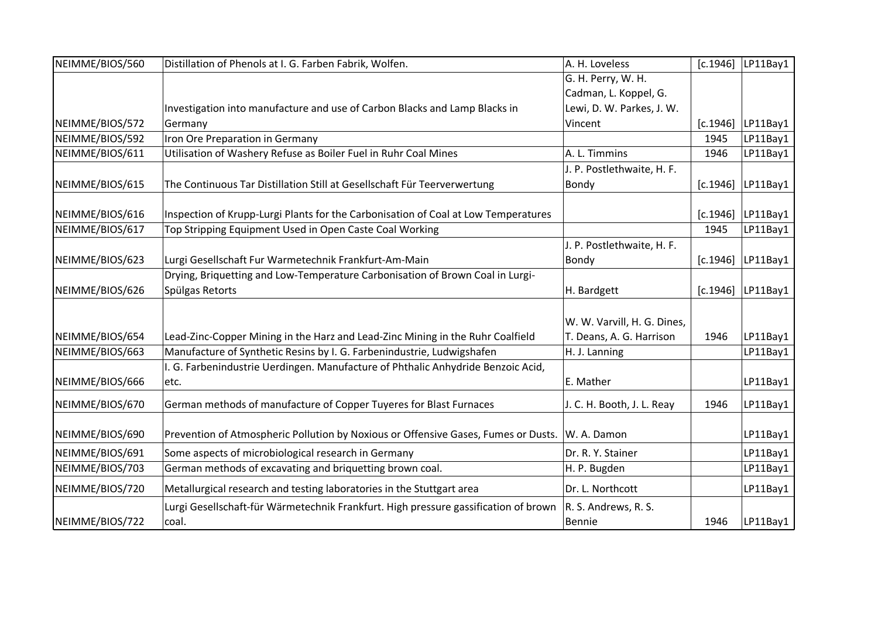| | | | | |
|---|---|---|---|---|
| NEIMME/BIOS/560 | Distillation of Phenols at I. G. Farben Fabrik, Wolfen. | A. H. Loveless | [c.1946] | LP11Bay1 |
| NEIMME/BIOS/572 | Investigation into manufacture and use of Carbon Blacks and Lamp Blacks in Germany | G. H. Perry, W. H. Cadman, L. Koppel, G. Lewi, D. W. Parkes, J. W. Vincent | [c.1946] | LP11Bay1 |
| NEIMME/BIOS/592 | Iron Ore Preparation in Germany | | 1945 | LP11Bay1 |
| NEIMME/BIOS/611 | Utilisation of Washery Refuse as Boiler Fuel in Ruhr Coal Mines | A. L. Timmins | 1946 | LP11Bay1 |
| NEIMME/BIOS/615 | The Continuous Tar Distillation Still at Gesellschaft Für Teerverwertung | J. P. Postlethwaite, H. F. Bondy | [c.1946] | LP11Bay1 |
| NEIMME/BIOS/616 | Inspection of Krupp-Lurgi Plants for the Carbonisation of Coal at Low Temperatures | | [c.1946] | LP11Bay1 |
| NEIMME/BIOS/617 | Top Stripping Equipment Used in Open Caste Coal Working | | 1945 | LP11Bay1 |
| NEIMME/BIOS/623 | Lurgi Gesellschaft Fur Warmetechnik Frankfurt-Am-Main | J. P. Postlethwaite, H. F. Bondy | [c.1946] | LP11Bay1 |
| NEIMME/BIOS/626 | Drying, Briquetting and Low-Temperature Carbonisation of Brown Coal in Lurgi-Spülgas Retorts | H. Bardgett | [c.1946] | LP11Bay1 |
| NEIMME/BIOS/654 | Lead-Zinc-Copper Mining in the Harz and Lead-Zinc Mining in the Ruhr Coalfield | W. W. Varvill, H. G. Dines, T. Deans, A. G. Harrison | 1946 | LP11Bay1 |
| NEIMME/BIOS/663 | Manufacture of Synthetic Resins by I. G. Farbenindustrie, Ludwigshafen | H. J. Lanning | | LP11Bay1 |
| NEIMME/BIOS/666 | I. G. Farbenindustrie Uerdingen. Manufacture of Phthalic Anhydride Benzoic Acid, etc. | E. Mather | | LP11Bay1 |
| NEIMME/BIOS/670 | German methods of manufacture of Copper Tuyeres for Blast Furnaces | J. C. H. Booth, J. L. Reay | 1946 | LP11Bay1 |
| NEIMME/BIOS/690 | Prevention of Atmospheric Pollution by Noxious or Offensive Gases, Fumes or Dusts. | W. A. Damon | | LP11Bay1 |
| NEIMME/BIOS/691 | Some aspects of microbiological research in Germany | Dr. R. Y. Stainer | | LP11Bay1 |
| NEIMME/BIOS/703 | German methods of excavating and briquetting brown coal. | H. P. Bugden | | LP11Bay1 |
| NEIMME/BIOS/720 | Metallurgical research and testing laboratories in the Stuttgart area | Dr. L. Northcott | | LP11Bay1 |
| NEIMME/BIOS/722 | Lurgi Gesellschaft-für Wärmetechnik Frankfurt. High pressure gassification of brown coal. | R. S. Andrews, R. S. Bennie | 1946 | LP11Bay1 |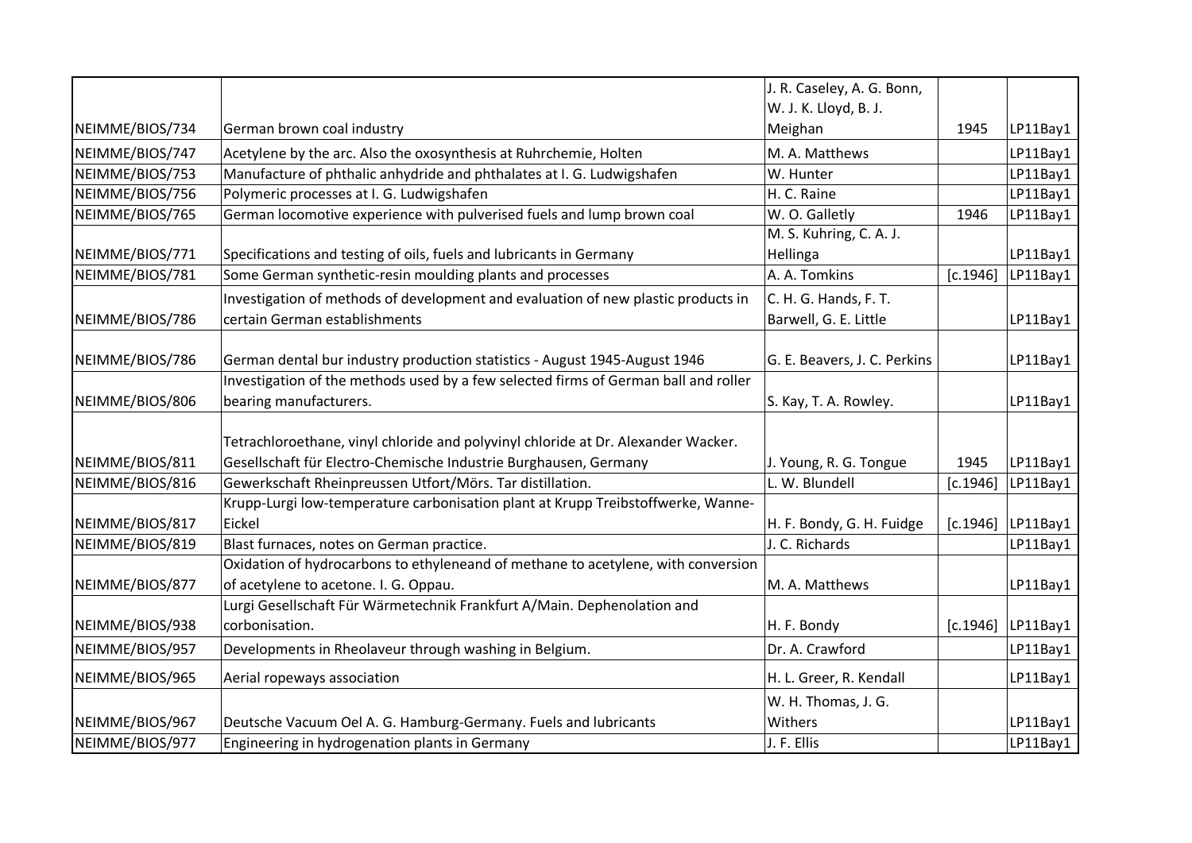| | | | | |
|---|---|---|---|---|
| NEIMME/BIOS/734 | German brown coal industry | J. R. Caseley, A. G. Bonn, W. J. K. Lloyd, B. J. Meighan | 1945 | LP11Bay1 |
| NEIMME/BIOS/747 | Acetylene by the arc. Also the oxosynthesis at Ruhrchemie, Holten | M. A. Matthews | | LP11Bay1 |
| NEIMME/BIOS/753 | Manufacture of phthalic anhydride and phthalates at I. G. Ludwigshafen | W. Hunter | | LP11Bay1 |
| NEIMME/BIOS/756 | Polymeric processes at I. G. Ludwigshafen | H. C. Raine | | LP11Bay1 |
| NEIMME/BIOS/765 | German locomotive experience with pulverised fuels and lump brown coal | W. O. Galletly | 1946 | LP11Bay1 |
| NEIMME/BIOS/771 | Specifications and testing of oils, fuels and lubricants in Germany | M. S. Kuhring, C. A. J. Hellinga | | LP11Bay1 |
| NEIMME/BIOS/781 | Some German synthetic-resin moulding plants and processes | A. A. Tomkins | [c.1946] | LP11Bay1 |
| NEIMME/BIOS/786 | Investigation of methods of development and evaluation of new plastic products in certain German establishments | C. H. G. Hands, F. T. Barwell, G. E. Little | | LP11Bay1 |
| NEIMME/BIOS/786 | German dental bur industry production statistics - August 1945-August 1946 | G. E. Beavers, J. C. Perkins | | LP11Bay1 |
| NEIMME/BIOS/806 | Investigation of the methods used by a few selected firms of German ball and roller bearing manufacturers. | S. Kay, T. A. Rowley. | | LP11Bay1 |
| NEIMME/BIOS/811 | Tetrachloroethane, vinyl chloride and polyvinyl chloride at Dr. Alexander Wacker. Gesellschaft für Electro-Chemische Industrie Burghausen, Germany | J. Young, R. G. Tongue | 1945 | LP11Bay1 |
| NEIMME/BIOS/816 | Gewerkschaft Rheinpreussen Utfort/Mörs. Tar distillation. | L. W. Blundell | [c.1946] | LP11Bay1 |
| NEIMME/BIOS/817 | Krupp-Lurgi low-temperature carbonisation plant at Krupp Treibstoffwerke, Wanne-Eickel | H. F. Bondy, G. H. Fuidge | [c.1946] | LP11Bay1 |
| NEIMME/BIOS/819 | Blast furnaces, notes on German practice. | J. C. Richards | | LP11Bay1 |
| NEIMME/BIOS/877 | Oxidation of hydrocarbons to ethyleneand of methane to acetylene, with conversion of acetylene to acetone. I. G. Oppau. | M. A. Matthews | | LP11Bay1 |
| NEIMME/BIOS/938 | Lurgi Gesellschaft Für Wärmetechnik Frankfurt A/Main. Dephenolation and corbonisation. | H. F. Bondy | [c.1946] | LP11Bay1 |
| NEIMME/BIOS/957 | Developments in Rheolaveur through washing in Belgium. | Dr. A. Crawford | | LP11Bay1 |
| NEIMME/BIOS/965 | Aerial ropeways association | H. L. Greer, R. Kendall | | LP11Bay1 |
| NEIMME/BIOS/967 | Deutsche Vacuum Oel A. G. Hamburg-Germany. Fuels and lubricants | W. H. Thomas, J. G. Withers | | LP11Bay1 |
| NEIMME/BIOS/977 | Engineering in hydrogenation plants in Germany | J. F. Ellis | | LP11Bay1 |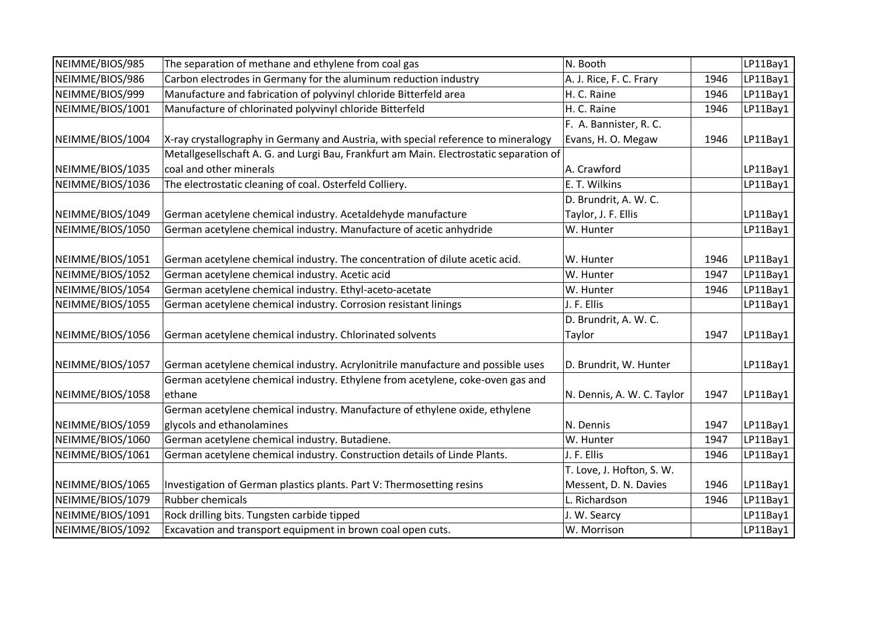| | | | | |
|---|---|---|---|---|
| NEIMME/BIOS/985 | The separation of methane and ethylene from coal gas | N. Booth | | LP11Bay1 |
| NEIMME/BIOS/986 | Carbon electrodes in Germany for the aluminum reduction industry | A. J. Rice, F. C. Frary | 1946 | LP11Bay1 |
| NEIMME/BIOS/999 | Manufacture and fabrication of polyvinyl chloride Bitterfeld area | H. C. Raine | 1946 | LP11Bay1 |
| NEIMME/BIOS/1001 | Manufacture of chlorinated polyvinyl chloride Bitterfeld | H. C. Raine | 1946 | LP11Bay1 |
| NEIMME/BIOS/1004 | X-ray crystallography in Germany and Austria, with special reference to mineralogy | F. A. Bannister, R. C. Evans, H. O. Megaw | 1946 | LP11Bay1 |
| NEIMME/BIOS/1035 | Metallgesellschaft A. G. and Lurgi Bau, Frankfurt am Main. Electrostatic separation of coal and other minerals | A. Crawford | | LP11Bay1 |
| NEIMME/BIOS/1036 | The electrostatic cleaning of coal. Osterfeld Colliery. | E. T. Wilkins | | LP11Bay1 |
| NEIMME/BIOS/1049 | German acetylene chemical industry. Acetaldehyde manufacture | D. Brundrit, A. W. C. Taylor, J. F. Ellis | | LP11Bay1 |
| NEIMME/BIOS/1050 | German acetylene chemical industry. Manufacture of acetic anhydride | W. Hunter | | LP11Bay1 |
| NEIMME/BIOS/1051 | German acetylene chemical industry. The concentration of dilute acetic acid. | W. Hunter | 1946 | LP11Bay1 |
| NEIMME/BIOS/1052 | German acetylene chemical industry. Acetic acid | W. Hunter | 1947 | LP11Bay1 |
| NEIMME/BIOS/1054 | German acetylene chemical industry. Ethyl-aceto-acetate | W. Hunter | 1946 | LP11Bay1 |
| NEIMME/BIOS/1055 | German acetylene chemical industry. Corrosion resistant linings | J. F. Ellis | | LP11Bay1 |
| NEIMME/BIOS/1056 | German acetylene chemical industry. Chlorinated solvents | D. Brundrit, A. W. C. Taylor | 1947 | LP11Bay1 |
| NEIMME/BIOS/1057 | German acetylene chemical industry. Acrylonitrile manufacture and possible uses | D. Brundrit, W. Hunter | | LP11Bay1 |
| NEIMME/BIOS/1058 | German acetylene chemical industry. Ethylene from acetylene, coke-oven gas and ethane | N. Dennis, A. W. C. Taylor | 1947 | LP11Bay1 |
| NEIMME/BIOS/1059 | German acetylene chemical industry. Manufacture of ethylene oxide, ethylene glycols and ethanolamines | N. Dennis | 1947 | LP11Bay1 |
| NEIMME/BIOS/1060 | German acetylene chemical industry. Butadiene. | W. Hunter | 1947 | LP11Bay1 |
| NEIMME/BIOS/1061 | German acetylene chemical industry. Construction details of Linde Plants. | J. F. Ellis | 1946 | LP11Bay1 |
| NEIMME/BIOS/1065 | Investigation of German plastics plants. Part V: Thermosetting resins | T. Love, J. Hofton, S. W. Messent, D. N. Davies | 1946 | LP11Bay1 |
| NEIMME/BIOS/1079 | Rubber chemicals | L. Richardson | 1946 | LP11Bay1 |
| NEIMME/BIOS/1091 | Rock drilling bits. Tungsten carbide tipped | J. W. Searcy | | LP11Bay1 |
| NEIMME/BIOS/1092 | Excavation and transport equipment in brown coal open cuts. | W. Morrison | | LP11Bay1 |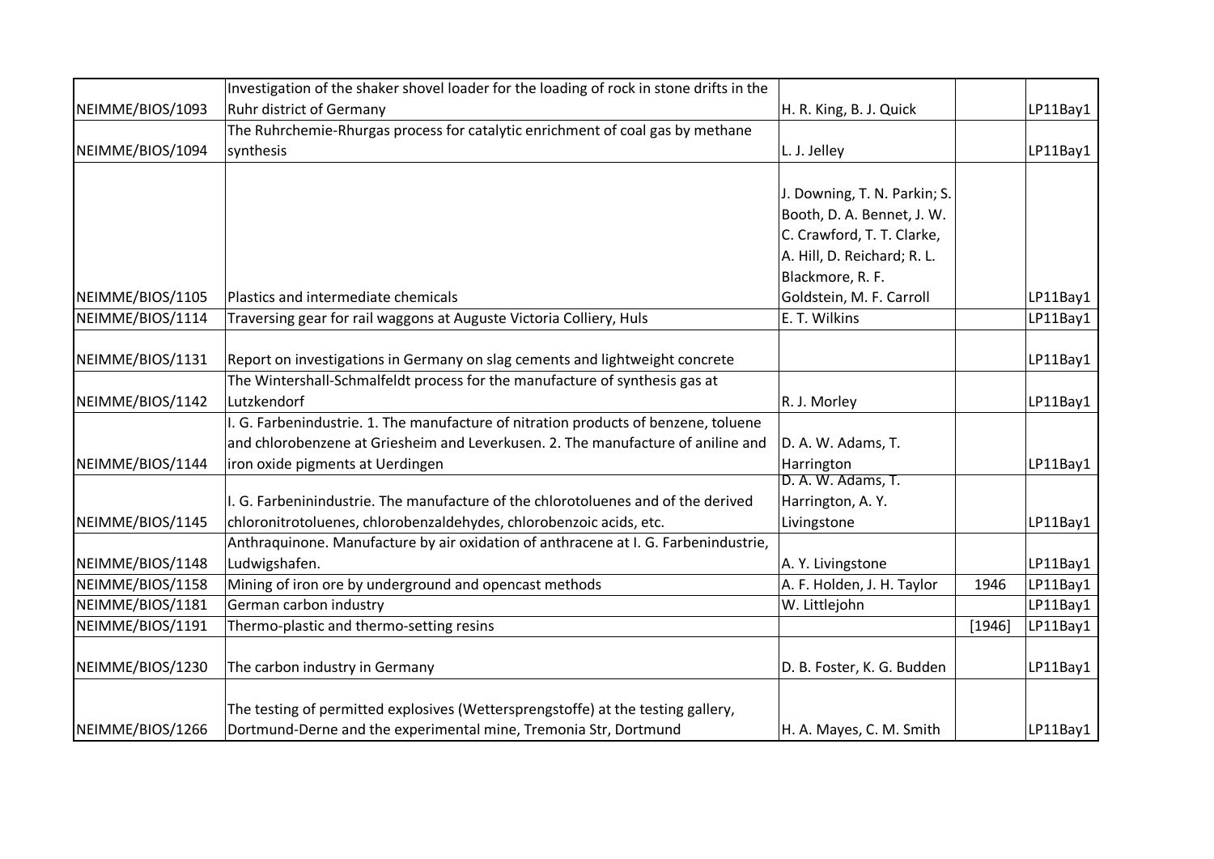| | | | | |
|---|---|---|---|---|
| NEIMME/BIOS/1093 | Investigation of the shaker shovel loader for the loading of rock in stone drifts in the Ruhr district of Germany | H. R. King, B. J. Quick | | LP11Bay1 |
| NEIMME/BIOS/1094 | The Ruhrchemie-Rhurgas process for catalytic enrichment of coal gas by methane synthesis | L. J. Jelley | | LP11Bay1 |
| NEIMME/BIOS/1105 | Plastics and intermediate chemicals | J. Downing, T. N. Parkin; S. Booth, D. A. Bennet, J. W. C. Crawford, T. T. Clarke, A. Hill, D. Reichard; R. L. Blackmore, R. F. Goldstein, M. F. Carroll | | LP11Bay1 |
| NEIMME/BIOS/1114 | Traversing gear for rail waggons at Auguste Victoria Colliery, Huls | E. T. Wilkins | | LP11Bay1 |
| NEIMME/BIOS/1131 | Report on investigations in Germany on slag cements and lightweight concrete | | | LP11Bay1 |
| NEIMME/BIOS/1142 | The Wintershall-Schmalfeldt process for the manufacture of synthesis gas at Lutzkendorf | R. J. Morley | | LP11Bay1 |
| NEIMME/BIOS/1144 | I. G. Farbenindustrie. 1. The manufacture of nitration products of benzene, toluene and chlorobenzene at Griesheim and Leverkusen. 2. The manufacture of aniline and iron oxide pigments at Uerdingen | D. A. W. Adams, T. Harrington | | LP11Bay1 |
| NEIMME/BIOS/1145 | I. G. Farbeninindustrie. The manufacture of the chlorotoluenes and of the derived chloronitrotoluenes, chlorobenzaldehydes, chlorobenzoic acids, etc. | D. A. W. Adams, T. Harrington, A. Y. Livingstone | | LP11Bay1 |
| NEIMME/BIOS/1148 | Anthraquinone. Manufacture by air oxidation of anthracene at I. G. Farbenindustrie, Ludwigshafen. | A. Y. Livingstone | | LP11Bay1 |
| NEIMME/BIOS/1158 | Mining of iron ore by underground and opencast methods | A. F. Holden, J. H. Taylor | 1946 | LP11Bay1 |
| NEIMME/BIOS/1181 | German carbon industry | W. Littlejohn | | LP11Bay1 |
| NEIMME/BIOS/1191 | Thermo-plastic and thermo-setting resins | | [1946] | LP11Bay1 |
| NEIMME/BIOS/1230 | The carbon industry in Germany | D. B. Foster, K. G. Budden | | LP11Bay1 |
| NEIMME/BIOS/1266 | The testing of permitted explosives (Wettersprengstoffe) at the testing gallery, Dortmund-Derne and the experimental mine, Tremonia Str, Dortmund | H. A. Mayes, C. M. Smith | | LP11Bay1 |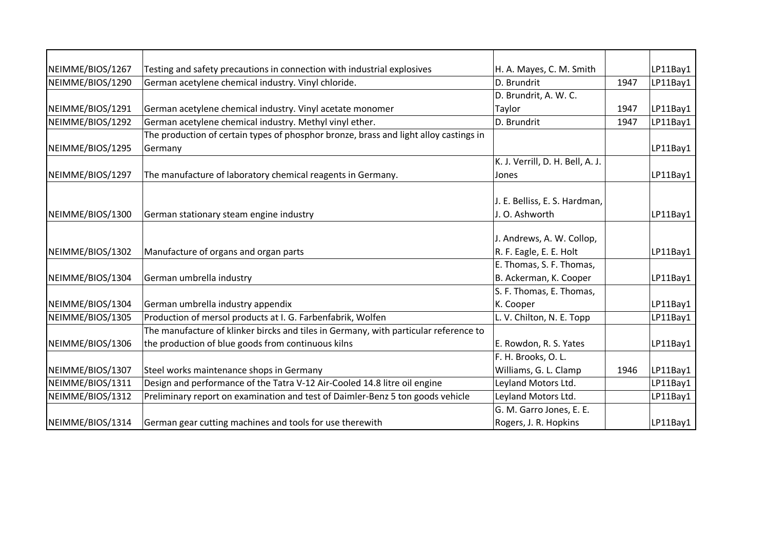| | | | | |
|---|---|---|---|---|
| NEIMME/BIOS/1267 | Testing and safety precautions in connection with industrial explosives | H. A. Mayes, C. M. Smith | | LP11Bay1 |
| NEIMME/BIOS/1290 | German acetylene chemical industry. Vinyl chloride. | D. Brundrit | 1947 | LP11Bay1 |
| NEIMME/BIOS/1291 | German acetylene chemical industry. Vinyl acetate monomer | D. Brundrit, A. W. C. Taylor | 1947 | LP11Bay1 |
| NEIMME/BIOS/1292 | German acetylene chemical industry. Methyl vinyl ether. | D. Brundrit | 1947 | LP11Bay1 |
| NEIMME/BIOS/1295 | The production of certain types of phosphor bronze, brass and light alloy castings in Germany | | | LP11Bay1 |
| NEIMME/BIOS/1297 | The manufacture of laboratory chemical reagents in Germany. | K. J. Verrill, D. H. Bell, A. J. Jones | | LP11Bay1 |
| NEIMME/BIOS/1300 | German stationary steam engine industry | J. E. Belliss, E. S. Hardman, J. O. Ashworth | | LP11Bay1 |
| NEIMME/BIOS/1302 | Manufacture of organs and organ parts | J. Andrews, A. W. Collop, R. F. Eagle, E. E. Holt | | LP11Bay1 |
| NEIMME/BIOS/1304 | German umbrella industry | E. Thomas, S. F. Thomas, B. Ackerman, K. Cooper | | LP11Bay1 |
| NEIMME/BIOS/1304 | German umbrella industry appendix | S. F. Thomas, E. Thomas, K. Cooper | | LP11Bay1 |
| NEIMME/BIOS/1305 | Production of mersol products at I. G. Farbenfabrik, Wolfen | L. V. Chilton, N. E. Topp | | LP11Bay1 |
| NEIMME/BIOS/1306 | The manufacture of klinker bircks and tiles in Germany, with particular reference to the production of blue goods from continuous kilns | E. Rowdon, R. S. Yates | | LP11Bay1 |
| NEIMME/BIOS/1307 | Steel works maintenance shops in Germany | F. H. Brooks, O. L. Williams, G. L. Clamp | 1946 | LP11Bay1 |
| NEIMME/BIOS/1311 | Design and performance of the Tatra V-12 Air-Cooled 14.8 litre oil engine | Leyland Motors Ltd. | | LP11Bay1 |
| NEIMME/BIOS/1312 | Preliminary report on examination and test of Daimler-Benz 5 ton goods vehicle | Leyland Motors Ltd. | | LP11Bay1 |
| NEIMME/BIOS/1314 | German gear cutting machines and tools for use therewith | G. M. Garro Jones, E. E. Rogers, J. R. Hopkins | | LP11Bay1 |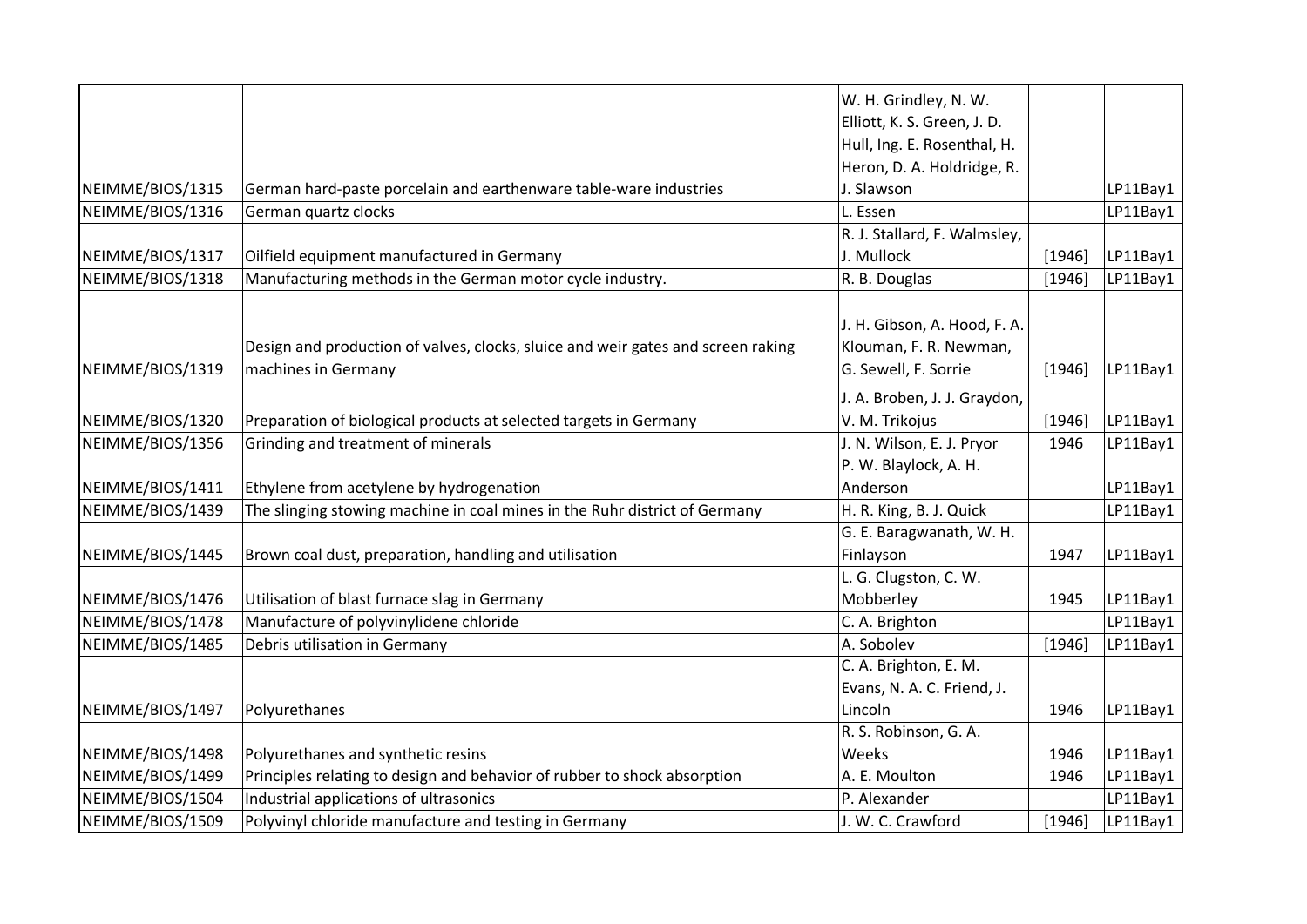| | | | | |
|---|---|---|---|---|
| NEIMME/BIOS/1315 | German hard-paste porcelain and earthenware table-ware industries | W. H. Grindley, N. W. Elliott, K. S. Green, J. D. Hull, Ing. E. Rosenthal, H. Heron, D. A. Holdridge, R. J. Slawson | | LP11Bay1 |
| NEIMME/BIOS/1316 | German quartz clocks | L. Essen | | LP11Bay1 |
| NEIMME/BIOS/1317 | Oilfield equipment manufactured in Germany | R. J. Stallard, F. Walmsley, J. Mullock | [1946] | LP11Bay1 |
| NEIMME/BIOS/1318 | Manufacturing methods in the German motor cycle industry. | R. B. Douglas | [1946] | LP11Bay1 |
| NEIMME/BIOS/1319 | Design and production of valves, clocks, sluice and weir gates and screen raking machines in Germany | J. H. Gibson, A. Hood, F. A. Klouman, F. R. Newman, G. Sewell, F. Sorrie | [1946] | LP11Bay1 |
| NEIMME/BIOS/1320 | Preparation of biological products at selected targets in Germany | J. A. Broben, J. J. Graydon, V. M. Trikojus | [1946] | LP11Bay1 |
| NEIMME/BIOS/1356 | Grinding and treatment of minerals | J. N. Wilson, E. J. Pryor | 1946 | LP11Bay1 |
| NEIMME/BIOS/1411 | Ethylene from acetylene by hydrogenation | P. W. Blaylock, A. H. Anderson | | LP11Bay1 |
| NEIMME/BIOS/1439 | The slinging stowing machine in coal mines in the Ruhr district of Germany | H. R. King, B. J. Quick | | LP11Bay1 |
| NEIMME/BIOS/1445 | Brown coal dust, preparation, handling and utilisation | G. E. Baragwanath, W. H. Finlayson | 1947 | LP11Bay1 |
| NEIMME/BIOS/1476 | Utilisation of blast furnace slag in Germany | L. G. Clugston, C. W. Mobberley | 1945 | LP11Bay1 |
| NEIMME/BIOS/1478 | Manufacture of polyvinylidene chloride | C. A. Brighton | | LP11Bay1 |
| NEIMME/BIOS/1485 | Debris utilisation in Germany | A. Sobolev | [1946] | LP11Bay1 |
| NEIMME/BIOS/1497 | Polyurethanes | C. A. Brighton, E. M. Evans, N. A. C. Friend, J. Lincoln | 1946 | LP11Bay1 |
| NEIMME/BIOS/1498 | Polyurethanes and synthetic resins | R. S. Robinson, G. A. Weeks | 1946 | LP11Bay1 |
| NEIMME/BIOS/1499 | Principles relating to design and behavior of rubber to shock absorption | A. E. Moulton | 1946 | LP11Bay1 |
| NEIMME/BIOS/1504 | Industrial applications of ultrasonics | P. Alexander | | LP11Bay1 |
| NEIMME/BIOS/1509 | Polyvinyl chloride manufacture and testing in Germany | J. W. C. Crawford | [1946] | LP11Bay1 |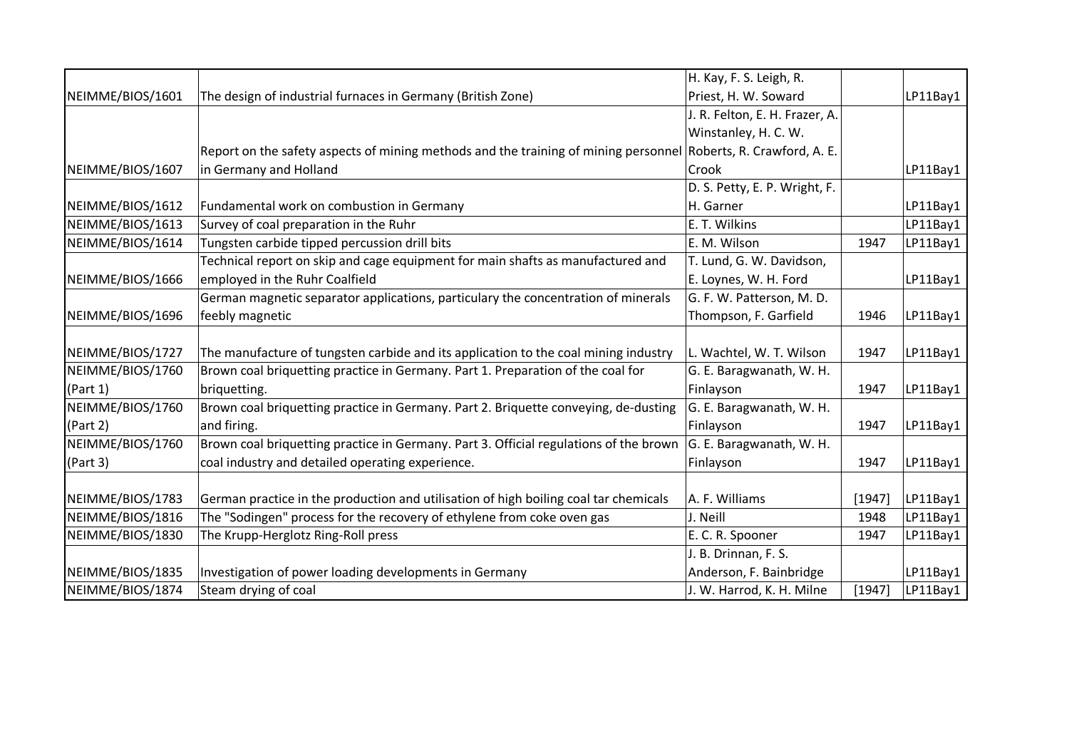| | | | | |
|---|---|---|---|---|
| NEIMME/BIOS/1601 | The design of industrial furnaces in Germany (British Zone) | H. Kay, F. S. Leigh, R. Priest, H. W. Soward | | LP11Bay1 |
| NEIMME/BIOS/1607 | Report on the safety aspects of mining methods and the training of mining personnel in Germany and Holland | J. R. Felton, E. H. Frazer, A. Winstanley, H. C. W. Roberts, R. Crawford, A. E. Crook | | LP11Bay1 |
| NEIMME/BIOS/1612 | Fundamental work on combustion in Germany | D. S. Petty, E. P. Wright, F. H. Garner | | LP11Bay1 |
| NEIMME/BIOS/1613 | Survey of coal preparation in the Ruhr | E. T. Wilkins | | LP11Bay1 |
| NEIMME/BIOS/1614 | Tungsten carbide tipped percussion drill bits | E. M. Wilson | 1947 | LP11Bay1 |
| NEIMME/BIOS/1666 | Technical report on skip and cage equipment for main shafts as manufactured and employed in the Ruhr Coalfield | T. Lund, G. W. Davidson, E. Loynes, W. H. Ford | | LP11Bay1 |
| NEIMME/BIOS/1696 | German magnetic separator applications, particulary the concentration of minerals feebly magnetic | G. F. W. Patterson, M. D. Thompson, F. Garfield | 1946 | LP11Bay1 |
| NEIMME/BIOS/1727 | The manufacture of tungsten carbide and its application to the coal mining industry | L. Wachtel, W. T. Wilson | 1947 | LP11Bay1 |
| NEIMME/BIOS/1760 (Part 1) | Brown coal briquetting practice in Germany. Part 1. Preparation of the coal for briquetting. | G. E. Baragwanath, W. H. Finlayson | 1947 | LP11Bay1 |
| NEIMME/BIOS/1760 (Part 2) | Brown coal briquetting practice in Germany. Part 2. Briquette conveying, de-dusting and firing. | G. E. Baragwanath, W. H. Finlayson | 1947 | LP11Bay1 |
| NEIMME/BIOS/1760 (Part 3) | Brown coal briquetting practice in Germany. Part 3. Official regulations of the brown coal industry and detailed operating experience. | G. E. Baragwanath, W. H. Finlayson | 1947 | LP11Bay1 |
| NEIMME/BIOS/1783 | German practice in the production and utilisation of high boiling coal tar chemicals | A. F. Williams | [1947] | LP11Bay1 |
| NEIMME/BIOS/1816 | The "Sodingen" process for the recovery of ethylene from coke oven gas | J. Neill | 1948 | LP11Bay1 |
| NEIMME/BIOS/1830 | The Krupp-Herglotz Ring-Roll press | E. C. R. Spooner | 1947 | LP11Bay1 |
| NEIMME/BIOS/1835 | Investigation of power loading developments in Germany | J. B. Drinnan, F. S. Anderson, F. Bainbridge | | LP11Bay1 |
| NEIMME/BIOS/1874 | Steam drying of coal | J. W. Harrod, K. H. Milne | [1947] | LP11Bay1 |